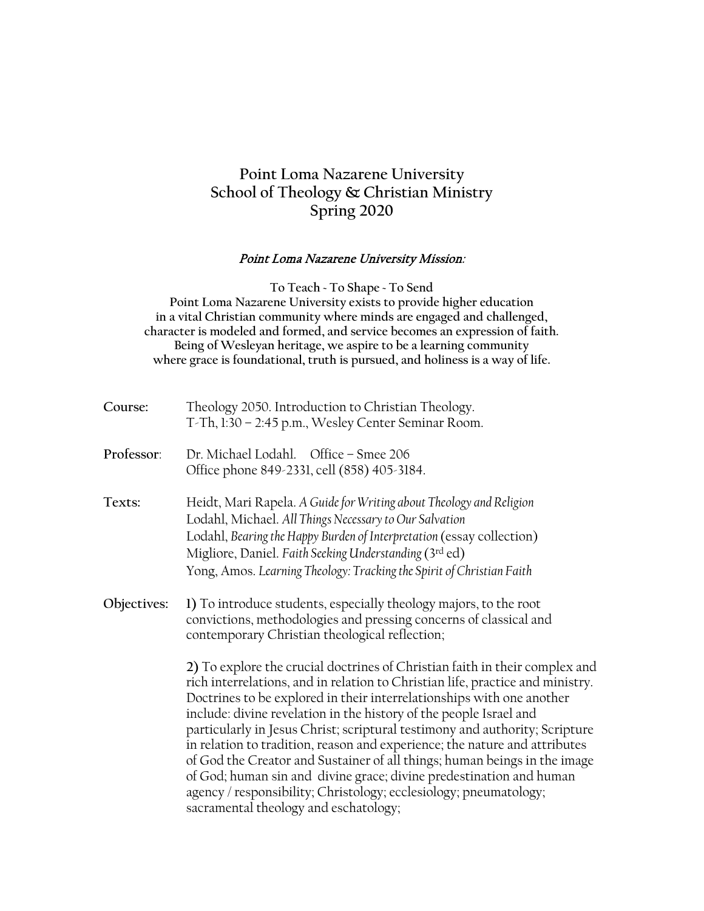# Point Loma Nazarene University
# School of Theology & Christian Ministry
# Spring 2020

***Point Loma Nazarene University Mission:***

**To Teach ~ To Shape ~ To Send**
**Point Loma Nazarene University exists to provide higher education in a vital Christian community where minds are engaged and challenged, character is modeled and formed, and service becomes an expression of faith. Being of Wesleyan heritage, we aspire to be a learning community where grace is foundational, truth is pursued, and holiness is a way of life.**

**Course:** Theology 2050. Introduction to Christian Theology.
T-Th, 1:30 – 2:45 p.m., Wesley Center Seminar Room.

**Professor:** Dr. Michael Lodahl. Office – Smee 206
Office phone 849-2331, cell (858) 405-3184.

**Texts:**
Heidt, Mari Rapela. *A Guide for Writing about Theology and Religion*
Lodahl, Michael. *All Things Necessary to Our Salvation*
Lodahl, *Bearing the Happy Burden of Interpretation* (essay collection)
Migliore, Daniel. *Faith Seeking Understanding* (3rd ed)
Yong, Amos. *Learning Theology: Tracking the Spirit of Christian Faith*

**Objectives:**

**1)** To introduce students, especially theology majors, to the root convictions, methodologies and pressing concerns of classical and contemporary Christian theological reflection;

**2)** To explore the crucial doctrines of Christian faith in their complex and rich interrelations, and in relation to Christian life, practice and ministry. Doctrines to be explored in their interrelationships with one another include: divine revelation in the history of the people Israel and particularly in Jesus Christ; scriptural testimony and authority; Scripture in relation to tradition, reason and experience; the nature and attributes of God the Creator and Sustainer of all things; human beings in the image of God; human sin and divine grace; divine predestination and human agency / responsibility; Christology; ecclesiology; pneumatology; sacramental theology and eschatology;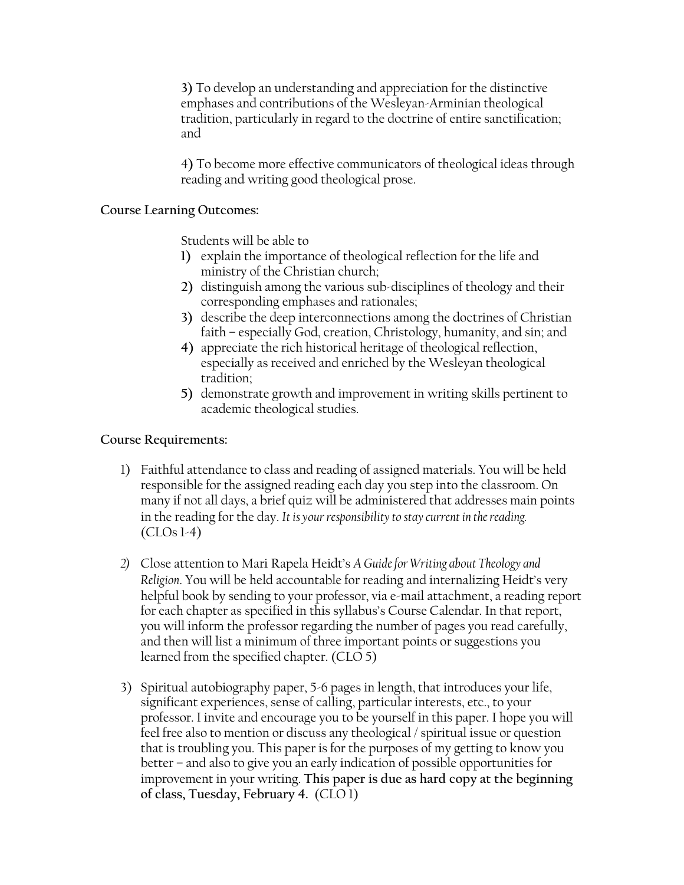**3)** To develop an understanding and appreciation for the distinctive emphases and contributions of the Wesleyan-Arminian theological tradition, particularly in regard to the doctrine of entire sanctification; and

**4)** To become more effective communicators of theological ideas through reading and writing good theological prose.

**Course Learning Outcomes:**

Students will be able to

1) explain the importance of theological reflection for the life and ministry of the Christian church;
2) distinguish among the various sub-disciplines of theology and their corresponding emphases and rationales;
3) describe the deep interconnections among the doctrines of Christian faith – especially God, creation, Christology, humanity, and sin; and
4) appreciate the rich historical heritage of theological reflection, especially as received and enriched by the Wesleyan theological tradition;
5) demonstrate growth and improvement in writing skills pertinent to academic theological studies.

**Course Requirements:**

1) Faithful attendance to class and reading of assigned materials. You will be held responsible for the assigned reading each day you step into the classroom. On many if not all days, a brief quiz will be administered that addresses main points in the reading for the day. *It is your responsibility to stay current in the reading.* (CLOs 1-4)

2) Close attention to Mari Rapela Heidt's *A Guide for Writing about Theology and Religion*. You will be held accountable for reading and internalizing Heidt's very helpful book by sending to your professor, via e-mail attachment, a reading report for each chapter as specified in this syllabus's Course Calendar. In that report, you will inform the professor regarding the number of pages you read carefully, and then will list a minimum of three important points or suggestions you learned from the specified chapter. (CLO 5)

3) Spiritual autobiography paper, 5-6 pages in length, that introduces your life, significant experiences, sense of calling, particular interests, etc., to your professor. I invite and encourage you to be yourself in this paper. I hope you will feel free also to mention or discuss any theological / spiritual issue or question that is troubling you. This paper is for the purposes of my getting to know you better – and also to give you an early indication of possible opportunities for improvement in your writing. **This paper is due as hard copy at the beginning of class, Tuesday, February 4.** (CLO 1)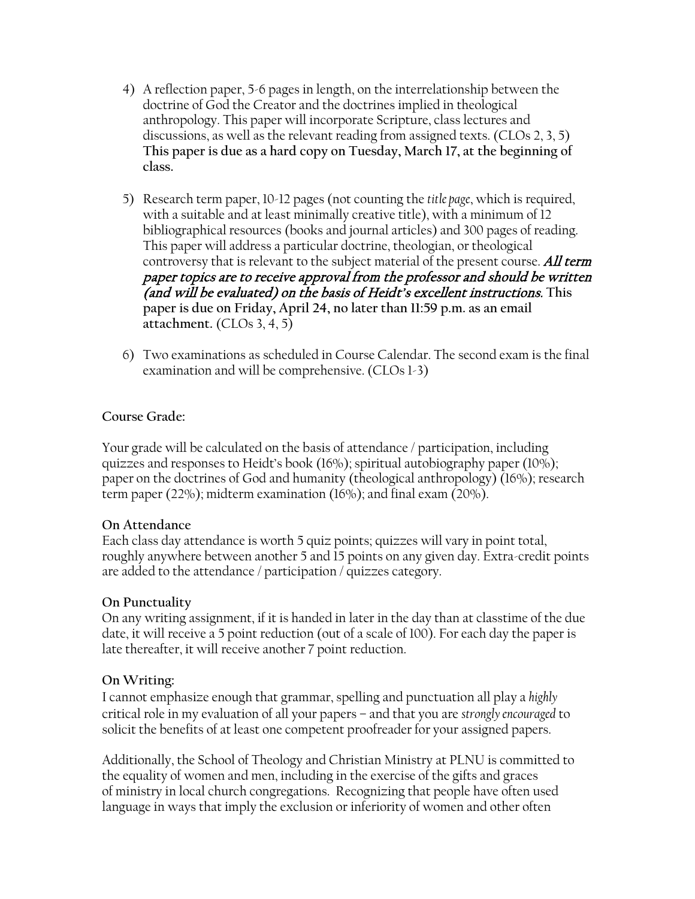4) A reflection paper, 5-6 pages in length, on the interrelationship between the doctrine of God the Creator and the doctrines implied in theological anthropology. This paper will incorporate Scripture, class lectures and discussions, as well as the relevant reading from assigned texts. (CLOs 2, 3, 5) **This paper is due as a hard copy on Tuesday, March 17, at the beginning of class.**

5) Research term paper, 10-12 pages (not counting the *title page*, which is required, with a suitable and at least minimally creative title), with a minimum of 12 bibliographical resources (books and journal articles) and 300 pages of reading. This paper will address a particular doctrine, theologian, or theological controversy that is relevant to the subject material of the present course. *All term paper topics are to receive approval from the professor and should be written (and will be evaluated) on the basis of Heidt's excellent instructions.* **This paper is due on Friday, April 24, no later than 11:59 p.m. as an email attachment.** (CLOs 3, 4, 5)

6) Two examinations as scheduled in Course Calendar. The second exam is the final examination and will be comprehensive. (CLOs 1-3)

**Course Grade:**

Your grade will be calculated on the basis of attendance / participation, including quizzes and responses to Heidt's book (16%); spiritual autobiography paper (10%); paper on the doctrines of God and humanity (theological anthropology) (16%); research term paper (22%); midterm examination (16%); and final exam (20%).

**On Attendance**

Each class day attendance is worth 5 quiz points; quizzes will vary in point total, roughly anywhere between another 5 and 15 points on any given day. Extra-credit points are added to the attendance / participation / quizzes category.

**On Punctuality**

On any writing assignment, if it is handed in later in the day than at classtime of the due date, it will receive a 5 point reduction (out of a scale of 100). For each day the paper is late thereafter, it will receive another 7 point reduction.

**On Writing:**

I cannot emphasize enough that grammar, spelling and punctuation all play a *highly* critical role in my evaluation of all your papers – and that you are *strongly encouraged* to solicit the benefits of at least one competent proofreader for your assigned papers.

Additionally, the School of Theology and Christian Ministry at PLNU is committed to the equality of women and men, including in the exercise of the gifts and graces of ministry in local church congregations. Recognizing that people have often used language in ways that imply the exclusion or inferiority of women and other often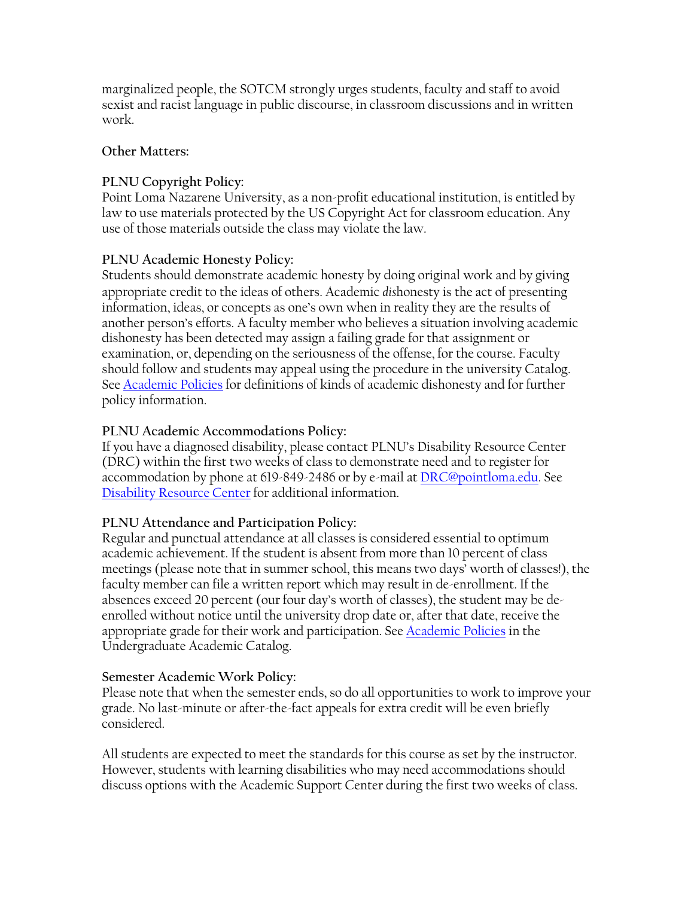marginalized people, the SOTCM strongly urges students, faculty and staff to avoid sexist and racist language in public discourse, in classroom discussions and in written work.

**Other Matters:**

**PLNU Copyright Policy:**
Point Loma Nazarene University, as a non-profit educational institution, is entitled by law to use materials protected by the US Copyright Act for classroom education. Any use of those materials outside the class may violate the law.

**PLNU Academic Honesty Policy:**
Students should demonstrate academic honesty by doing original work and by giving appropriate credit to the ideas of others. Academic *dis*honesty is the act of presenting information, ideas, or concepts as one's own when in reality they are the results of another person's efforts. A faculty member who believes a situation involving academic dishonesty has been detected may assign a failing grade for that assignment or examination, or, depending on the seriousness of the offense, for the course. Faculty should follow and students may appeal using the procedure in the university Catalog. See Academic Policies for definitions of kinds of academic dishonesty and for further policy information.

**PLNU Academic Accommodations Policy:**
If you have a diagnosed disability, please contact PLNU's Disability Resource Center (DRC) within the first two weeks of class to demonstrate need and to register for accommodation by phone at 619-849-2486 or by e-mail at DRC@pointloma.edu. See Disability Resource Center for additional information.

**PLNU Attendance and Participation Policy:**
Regular and punctual attendance at all classes is considered essential to optimum academic achievement. If the student is absent from more than 10 percent of class meetings (please note that in summer school, this means two days' worth of classes!), the faculty member can file a written report which may result in de-enrollment. If the absences exceed 20 percent (our four day's worth of classes), the student may be de-enrolled without notice until the university drop date or, after that date, receive the appropriate grade for their work and participation. See Academic Policies in the Undergraduate Academic Catalog.

**Semester Academic Work Policy:**
Please note that when the semester ends, so do all opportunities to work to improve your grade. No last-minute or after-the-fact appeals for extra credit will be even briefly considered.

All students are expected to meet the standards for this course as set by the instructor. However, students with learning disabilities who may need accommodations should discuss options with the Academic Support Center during the first two weeks of class.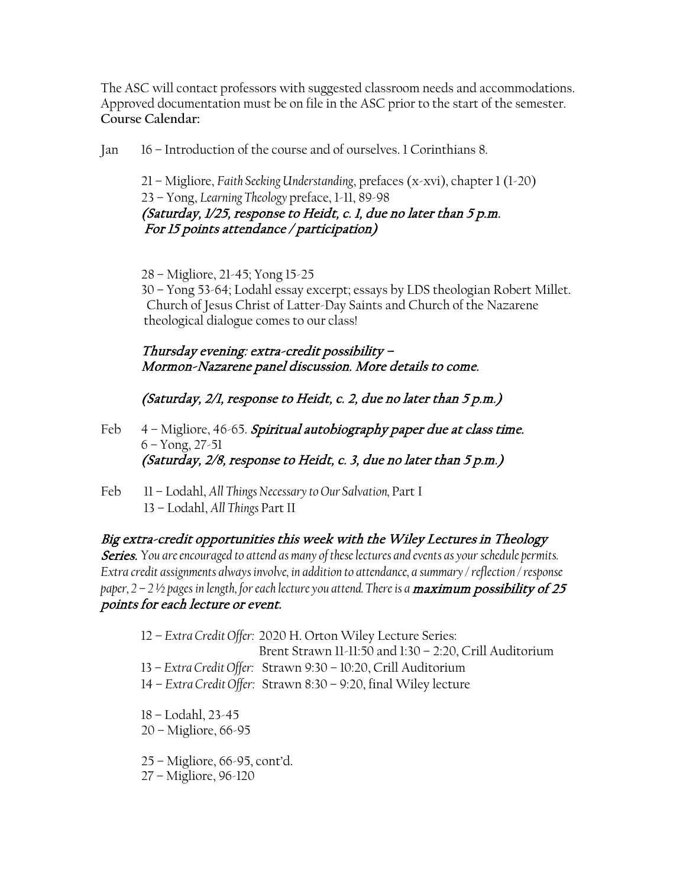The ASC will contact professors with suggested classroom needs and accommodations. Approved documentation must be on file in the ASC prior to the start of the semester.
**Course Calendar:**

Jan 16 – Introduction of the course and of ourselves. 1 Corinthians 8.

21 – Migliore, *Faith Seeking Understanding*, prefaces (x-xvi), chapter 1 (1-20)
23 – Yong, *Learning Theology* preface, 1-11, 89-98
***(Saturday, 1/25, response to Heidt, c. 1, due no later than 5 p.m. For 15 points attendance / participation)***

28 – Migliore, 21-45; Yong 15-25
30 – Yong 53-64; Lodahl essay excerpt; essays by LDS theologian Robert Millet. Church of Jesus Christ of Latter-Day Saints and Church of the Nazarene theological dialogue comes to our class!

***Thursday evening: extra-credit possibility – Mormon-Nazarene panel discussion. More details to come.***

***(Saturday, 2/1, response to Heidt, c. 2, due no later than 5 p.m.)***

Feb 4 – Migliore, 46-65. ***Spiritual autobiography paper due at class time.***
6 – Yong, 27-51
***(Saturday, 2/8, response to Heidt, c. 3, due no later than 5 p.m.)***

Feb 11 – Lodahl, *All Things Necessary to Our Salvation,* Part I
13 – Lodahl, *All Things* Part II

***Big extra-credit opportunities this week with the Wiley Lectures in Theology Series.*** *You are encouraged to attend as many of these lectures and events as your schedule permits. Extra credit assignments always involve, in addition to attendance, a summary / reflection / response paper, 2 – 2 ½ pages in length, for each lecture you attend. There is a* ***maximum possibility of 25 points for each lecture or event.***

12 – *Extra Credit Offer:* 2020 H. Orton Wiley Lecture Series: Brent Strawn 11-11:50 and 1:30 – 2:20, Crill Auditorium
13 – *Extra Credit Offer:* Strawn 9:30 – 10:20, Crill Auditorium
14 – *Extra Credit Offer:* Strawn 8:30 – 9:20, final Wiley lecture

18 – Lodahl, 23-45
20 – Migliore, 66-95

25 – Migliore, 66-95, cont'd.
27 – Migliore, 96-120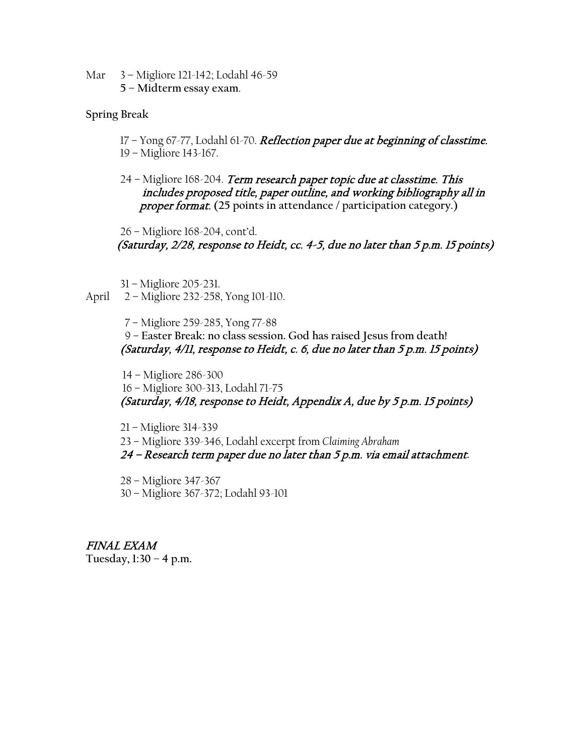Mar 3 – Migliore 121-142; Lodahl 46-59
**5 – Midterm essay exam**.

**Spring Break**

17 – Yong 67-77, Lodahl 61-70. *Reflection paper due at beginning of classtime.*
19 – Migliore 143-167.

24 – Migliore 168-204. *Term research paper topic due at classtime. This includes proposed title, paper outline, and working bibliography all in proper format.* **(25 points in attendance / participation category.)**

26 – Migliore 168-204, cont'd.
*(Saturday, 2/28, response to Heidt, cc. 4-5, due no later than 5 p.m. 15 points)*

31 – Migliore 205-231.
April 2 – Migliore 232-258, Yong 101-110.

7 – Migliore 259-285, Yong 77-88
9 – **Easter Break: no class session. God has raised Jesus from death!**
*(Saturday, 4/11, response to Heidt, c. 6, due no later than 5 p.m. 15 points)*

14 – Migliore 286-300
16 – Migliore 300-313, Lodahl 71-75
*(Saturday, 4/18, response to Heidt, Appendix A, due by 5 p.m. 15 points)*

21 – Migliore 314-339
23 – Migliore 339-346, Lodahl excerpt from *Claiming Abraham*
*24 – Research term paper due no later than 5 p.m. via email attachment.*

28 – Migliore 347-367
30 – Migliore 367-372; Lodahl 93-101

*FINAL EXAM*
**Tuesday, 1:30 – 4 p.m.**